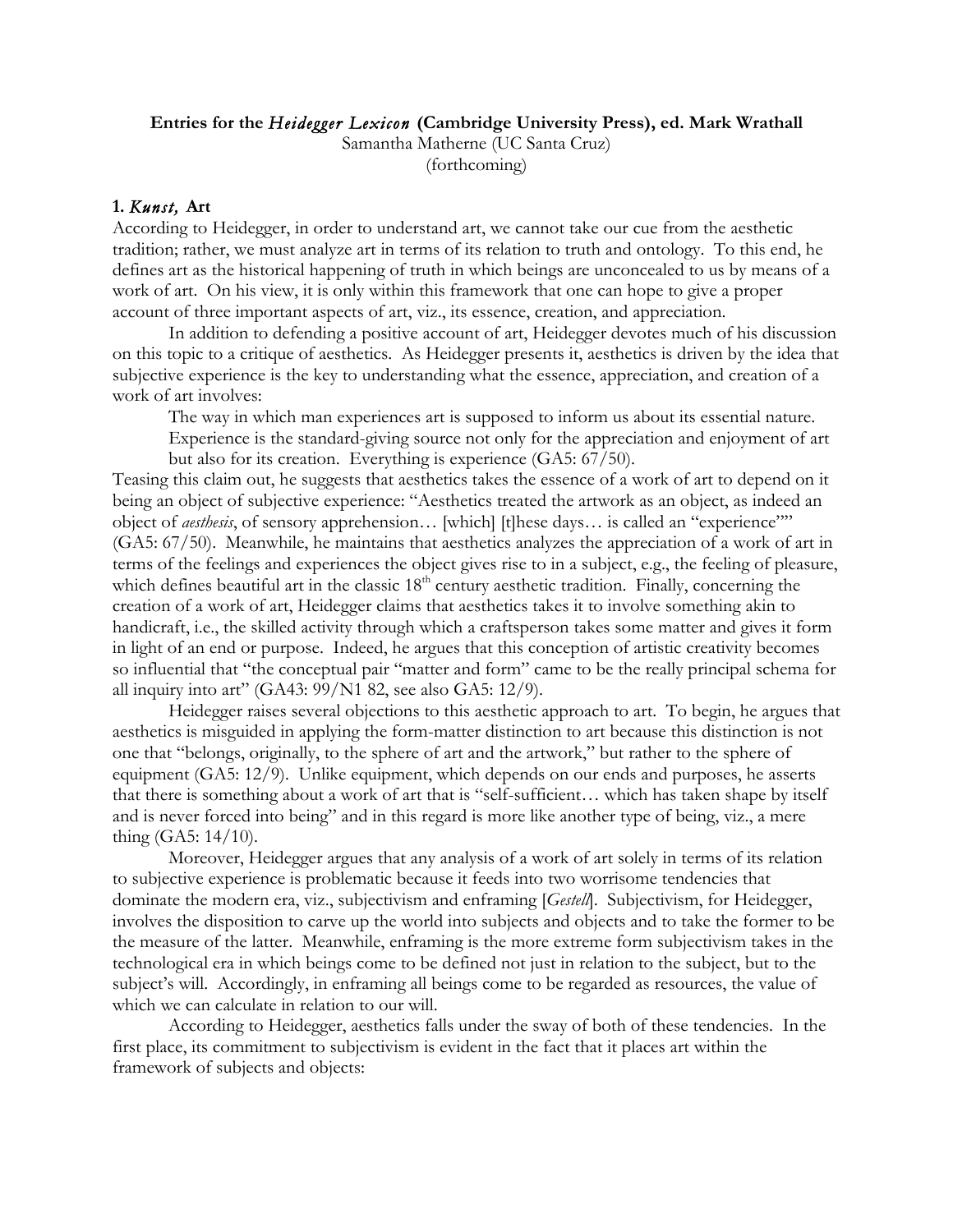**Entries for the *Heidegger Lexicon* (Cambridge University Press), ed. Mark Wrathall**

Samantha Matherne (UC Santa Cruz)

(forthcoming)

## 1. *Kunst,* Art

According to Heidegger, in order to understand art, we cannot take our cue from the aesthetic tradition; rather, we must analyze art in terms of its relation to truth and ontology. To this end, he defines art as the historical happening of truth in which beings are unconcealed to us by means of a work of art. On his view, it is only within this framework that one can hope to give a proper account of three important aspects of art, viz., its essence, creation, and appreciation.

In addition to defending a positive account of art, Heidegger devotes much of his discussion on this topic to a critique of aesthetics. As Heidegger presents it, aesthetics is driven by the idea that subjective experience is the key to understanding what the essence, appreciation, and creation of a work of art involves:

> The way in which man experiences art is supposed to inform us about its essential nature. Experience is the standard-giving source not only for the appreciation and enjoyment of art but also for its creation. Everything is experience (GA5: 67/50).

Teasing this claim out, he suggests that aesthetics takes the essence of a work of art to depend on it being an object of subjective experience: "Aesthetics treated the artwork as an object, as indeed an object of *aesthesis*, of sensory apprehension… [which] [t]hese days… is called an "experience"" (GA5: 67/50). Meanwhile, he maintains that aesthetics analyzes the appreciation of a work of art in terms of the feelings and experiences the object gives rise to in a subject, e.g., the feeling of pleasure, which defines beautiful art in the classic 18th century aesthetic tradition. Finally, concerning the creation of a work of art, Heidegger claims that aesthetics takes it to involve something akin to handicraft, i.e., the skilled activity through which a craftsperson takes some matter and gives it form in light of an end or purpose. Indeed, he argues that this conception of artistic creativity becomes so influential that "the conceptual pair "matter and form" came to be the really principal schema for all inquiry into art" (GA43: 99/N1 82, see also GA5: 12/9).

Heidegger raises several objections to this aesthetic approach to art. To begin, he argues that aesthetics is misguided in applying the form-matter distinction to art because this distinction is not one that "belongs, originally, to the sphere of art and the artwork," but rather to the sphere of equipment (GA5: 12/9). Unlike equipment, which depends on our ends and purposes, he asserts that there is something about a work of art that is "self-sufficient… which has taken shape by itself and is never forced into being" and in this regard is more like another type of being, viz., a mere thing (GA5: 14/10).

Moreover, Heidegger argues that any analysis of a work of art solely in terms of its relation to subjective experience is problematic because it feeds into two worrisome tendencies that dominate the modern era, viz., subjectivism and enframing [*Gestell*]. Subjectivism, for Heidegger, involves the disposition to carve up the world into subjects and objects and to take the former to be the measure of the latter. Meanwhile, enframing is the more extreme form subjectivism takes in the technological era in which beings come to be defined not just in relation to the subject, but to the subject's will. Accordingly, in enframing all beings come to be regarded as resources, the value of which we can calculate in relation to our will.

According to Heidegger, aesthetics falls under the sway of both of these tendencies. In the first place, its commitment to subjectivism is evident in the fact that it places art within the framework of subjects and objects: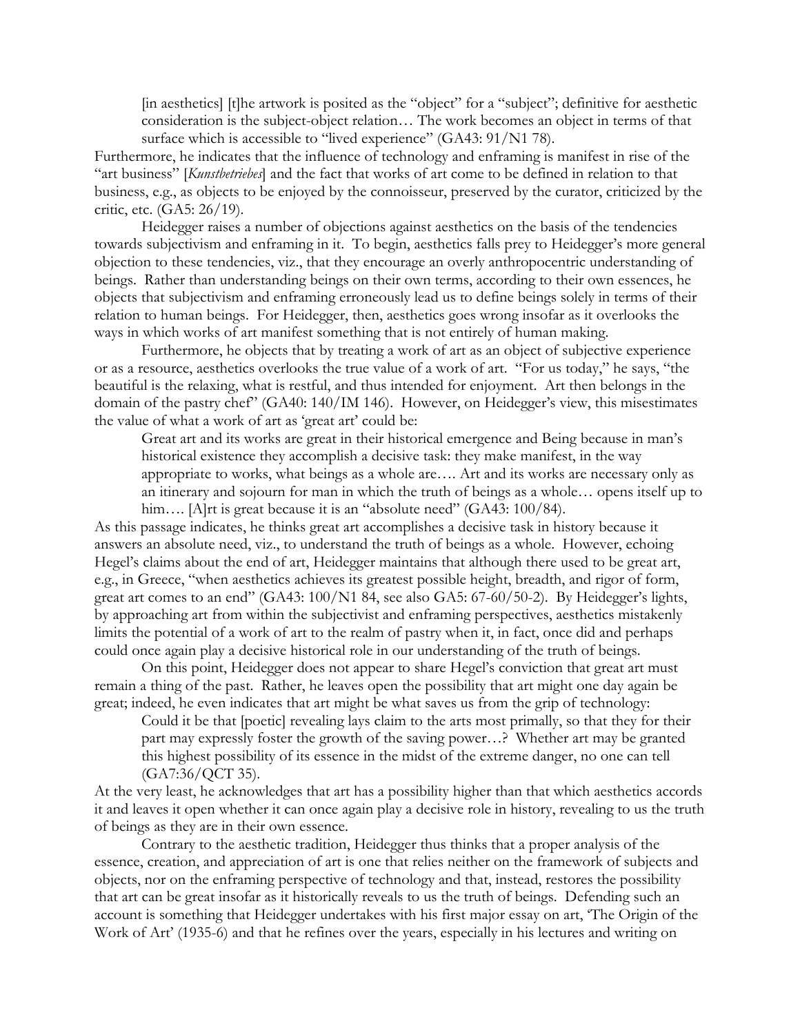> [in aesthetics] [t]he artwork is posited as the "object" for a "subject"; definitive for aesthetic consideration is the subject-object relation… The work becomes an object in terms of that surface which is accessible to "lived experience" (GA43: 91/N1 78).

Furthermore, he indicates that the influence of technology and enframing is manifest in rise of the "art business" [*Kunstbetriebes*] and the fact that works of art come to be defined in relation to that business, e.g., as objects to be enjoyed by the connoisseur, preserved by the curator, criticized by the critic, etc. (GA5: 26/19).

Heidegger raises a number of objections against aesthetics on the basis of the tendencies towards subjectivism and enframing in it. To begin, aesthetics falls prey to Heidegger's more general objection to these tendencies, viz., that they encourage an overly anthropocentric understanding of beings. Rather than understanding beings on their own terms, according to their own essences, he objects that subjectivism and enframing erroneously lead us to define beings solely in terms of their relation to human beings. For Heidegger, then, aesthetics goes wrong insofar as it overlooks the ways in which works of art manifest something that is not entirely of human making.

Furthermore, he objects that by treating a work of art as an object of subjective experience or as a resource, aesthetics overlooks the true value of a work of art. "For us today," he says, "the beautiful is the relaxing, what is restful, and thus intended for enjoyment. Art then belongs in the domain of the pastry chef" (GA40: 140/IM 146). However, on Heidegger's view, this misestimates the value of what a work of art as 'great art' could be:

> Great art and its works are great in their historical emergence and Being because in man's historical existence they accomplish a decisive task: they make manifest, in the way appropriate to works, what beings as a whole are…. Art and its works are necessary only as an itinerary and sojourn for man in which the truth of beings as a whole… opens itself up to him…. [A]rt is great because it is an "absolute need" (GA43: 100/84).

As this passage indicates, he thinks great art accomplishes a decisive task in history because it answers an absolute need, viz., to understand the truth of beings as a whole. However, echoing Hegel's claims about the end of art, Heidegger maintains that although there used to be great art, e.g., in Greece, "when aesthetics achieves its greatest possible height, breadth, and rigor of form, great art comes to an end" (GA43: 100/N1 84, see also GA5: 67-60/50-2). By Heidegger's lights, by approaching art from within the subjectivist and enframing perspectives, aesthetics mistakenly limits the potential of a work of art to the realm of pastry when it, in fact, once did and perhaps could once again play a decisive historical role in our understanding of the truth of beings.

On this point, Heidegger does not appear to share Hegel's conviction that great art must remain a thing of the past. Rather, he leaves open the possibility that art might one day again be great; indeed, he even indicates that art might be what saves us from the grip of technology:

> Could it be that [poetic] revealing lays claim to the arts most primally, so that they for their part may expressly foster the growth of the saving power…? Whether art may be granted this highest possibility of its essence in the midst of the extreme danger, no one can tell (GA7:36/QCT 35).

At the very least, he acknowledges that art has a possibility higher than that which aesthetics accords it and leaves it open whether it can once again play a decisive role in history, revealing to us the truth of beings as they are in their own essence.

Contrary to the aesthetic tradition, Heidegger thus thinks that a proper analysis of the essence, creation, and appreciation of art is one that relies neither on the framework of subjects and objects, nor on the enframing perspective of technology and that, instead, restores the possibility that art can be great insofar as it historically reveals to us the truth of beings. Defending such an account is something that Heidegger undertakes with his first major essay on art, 'The Origin of the Work of Art' (1935-6) and that he refines over the years, especially in his lectures and writing on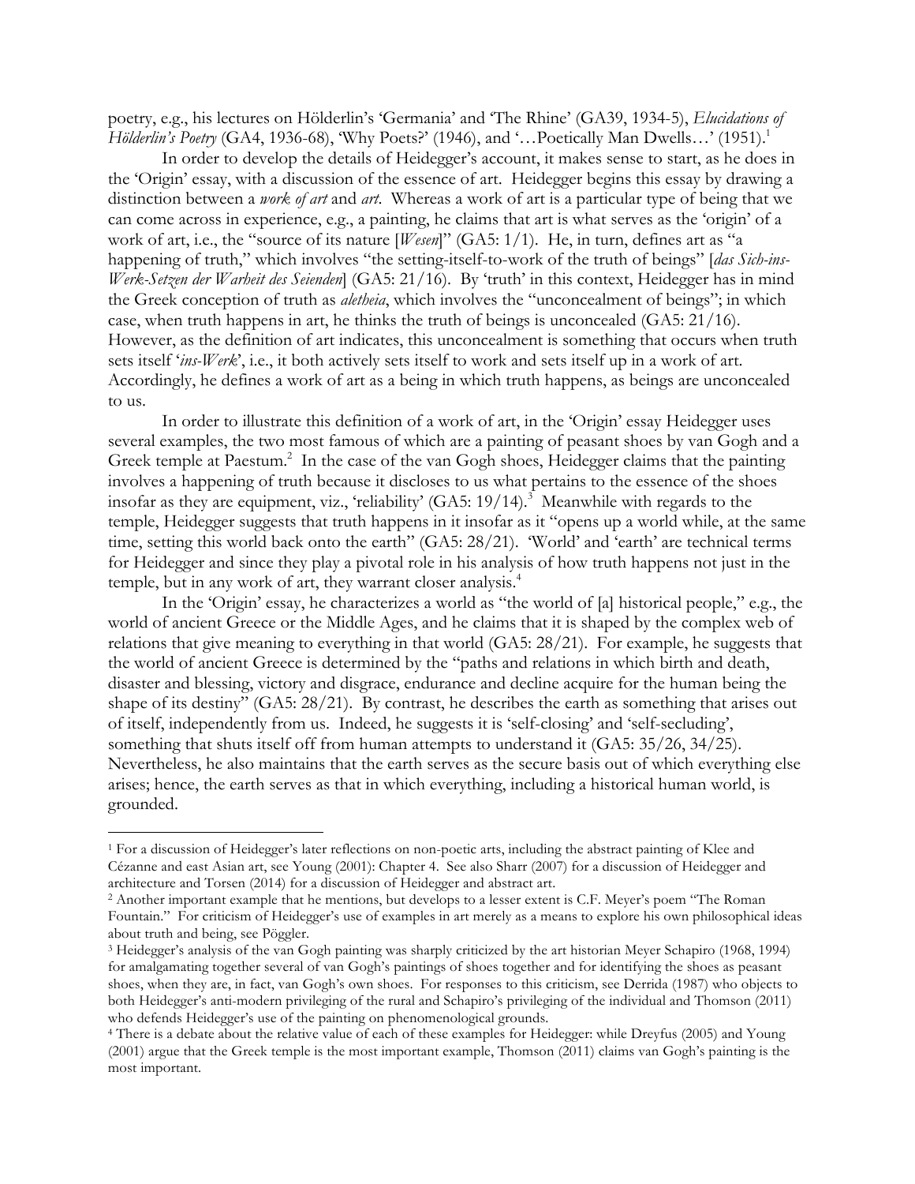poetry, e.g., his lectures on Hölderlin's 'Germania' and 'The Rhine' (GA39, 1934-5), *Elucidations of Hölderlin's Poetry* (GA4, 1936-68), 'Why Poets?' (1946), and '…Poetically Man Dwells…' (1951).[1]

In order to develop the details of Heidegger's account, it makes sense to start, as he does in the 'Origin' essay, with a discussion of the essence of art. Heidegger begins this essay by drawing a distinction between a *work of art* and *art*. Whereas a work of art is a particular type of being that we can come across in experience, e.g., a painting, he claims that art is what serves as the 'origin' of a work of art, i.e., the "source of its nature [*Wesen*]" (GA5: 1/1). He, in turn, defines art as "a happening of truth," which involves "the setting-itself-to-work of the truth of beings" [*das Sich-ins-Werk-Setzen der Warheit des Seienden*] (GA5: 21/16). By 'truth' in this context, Heidegger has in mind the Greek conception of truth as *aletheia*, which involves the "unconcealment of beings"; in which case, when truth happens in art, he thinks the truth of beings is unconcealed (GA5: 21/16). However, as the definition of art indicates, this unconcealment is something that occurs when truth sets itself '*ins-Werk*', i.e., it both actively sets itself to work and sets itself up in a work of art. Accordingly, he defines a work of art as a being in which truth happens, as beings are unconcealed to us.

In order to illustrate this definition of a work of art, in the 'Origin' essay Heidegger uses several examples, the two most famous of which are a painting of peasant shoes by van Gogh and a Greek temple at Paestum.[2] In the case of the van Gogh shoes, Heidegger claims that the painting involves a happening of truth because it discloses to us what pertains to the essence of the shoes insofar as they are equipment, viz., 'reliability' (GA5: 19/14).[3] Meanwhile with regards to the temple, Heidegger suggests that truth happens in it insofar as it "opens up a world while, at the same time, setting this world back onto the earth" (GA5: 28/21). 'World' and 'earth' are technical terms for Heidegger and since they play a pivotal role in his analysis of how truth happens not just in the temple, but in any work of art, they warrant closer analysis.[4]

In the 'Origin' essay, he characterizes a world as "the world of [a] historical people," e.g., the world of ancient Greece or the Middle Ages, and he claims that it is shaped by the complex web of relations that give meaning to everything in that world (GA5: 28/21). For example, he suggests that the world of ancient Greece is determined by the "paths and relations in which birth and death, disaster and blessing, victory and disgrace, endurance and decline acquire for the human being the shape of its destiny" (GA5: 28/21). By contrast, he describes the earth as something that arises out of itself, independently from us. Indeed, he suggests it is 'self-closing' and 'self-secluding', something that shuts itself off from human attempts to understand it (GA5: 35/26, 34/25). Nevertheless, he also maintains that the earth serves as the secure basis out of which everything else arises; hence, the earth serves as that in which everything, including a historical human world, is grounded.

---

[1] For a discussion of Heidegger's later reflections on non-poetic arts, including the abstract painting of Klee and Cézanne and east Asian art, see Young (2001): Chapter 4. See also Sharr (2007) for a discussion of Heidegger and architecture and Torsen (2014) for a discussion of Heidegger and abstract art.

[2] Another important example that he mentions, but develops to a lesser extent is C.F. Meyer's poem "The Roman Fountain." For criticism of Heidegger's use of examples in art merely as a means to explore his own philosophical ideas about truth and being, see Pöggler.

[3] Heidegger's analysis of the van Gogh painting was sharply criticized by the art historian Meyer Schapiro (1968, 1994) for amalgamating together several of van Gogh's paintings of shoes together and for identifying the shoes as peasant shoes, when they are, in fact, van Gogh's own shoes. For responses to this criticism, see Derrida (1987) who objects to both Heidegger's anti-modern privileging of the rural and Schapiro's privileging of the individual and Thomson (2011) who defends Heidegger's use of the painting on phenomenological grounds.

[4] There is a debate about the relative value of each of these examples for Heidegger: while Dreyfus (2005) and Young (2001) argue that the Greek temple is the most important example, Thomson (2011) claims van Gogh's painting is the most important.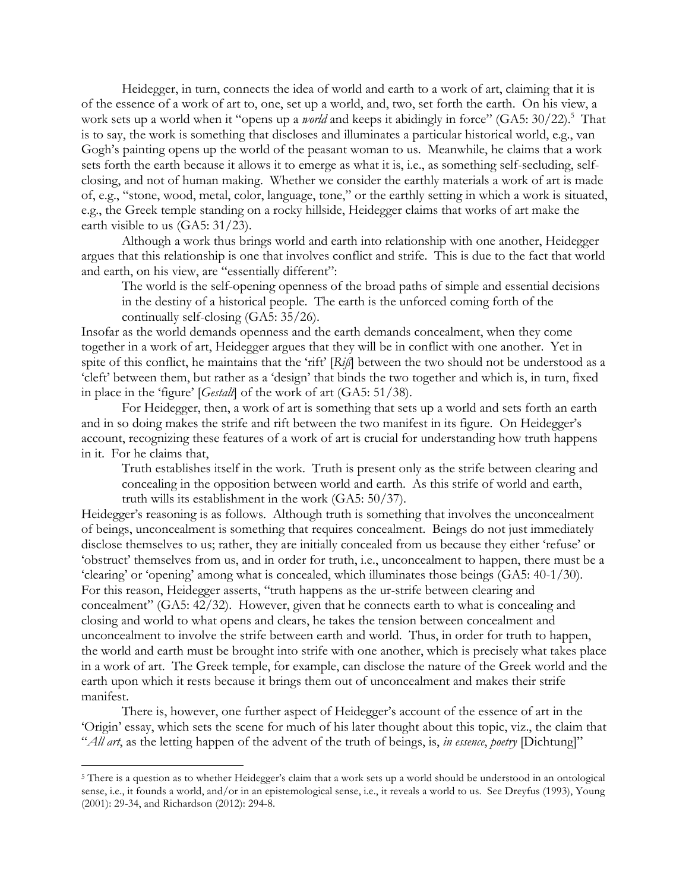Heidegger, in turn, connects the idea of world and earth to a work of art, claiming that it is of the essence of a work of art to, one, set up a world, and, two, set forth the earth. On his view, a work sets up a world when it "opens up a *world* and keeps it abidingly in force" (GA5: 30/22).[5] That is to say, the work is something that discloses and illuminates a particular historical world, e.g., van Gogh's painting opens up the world of the peasant woman to us. Meanwhile, he claims that a work sets forth the earth because it allows it to emerge as what it is, i.e., as something self-secluding, self-closing, and not of human making. Whether we consider the earthly materials a work of art is made of, e.g., "stone, wood, metal, color, language, tone," or the earthly setting in which a work is situated, e.g., the Greek temple standing on a rocky hillside, Heidegger claims that works of art make the earth visible to us (GA5: 31/23).

Although a work thus brings world and earth into relationship with one another, Heidegger argues that this relationship is one that involves conflict and strife. This is due to the fact that world and earth, on his view, are "essentially different":

> The world is the self-opening openness of the broad paths of simple and essential decisions in the destiny of a historical people. The earth is the unforced coming forth of the continually self-closing (GA5: 35/26).

Insofar as the world demands openness and the earth demands concealment, when they come together in a work of art, Heidegger argues that they will be in conflict with one another. Yet in spite of this conflict, he maintains that the 'rift' [*Riß*] between the two should not be understood as a 'cleft' between them, but rather as a 'design' that binds the two together and which is, in turn, fixed in place in the 'figure' [*Gestalt*] of the work of art (GA5: 51/38).

For Heidegger, then, a work of art is something that sets up a world and sets forth an earth and in so doing makes the strife and rift between the two manifest in its figure. On Heidegger's account, recognizing these features of a work of art is crucial for understanding how truth happens in it. For he claims that,

> Truth establishes itself in the work. Truth is present only as the strife between clearing and concealing in the opposition between world and earth. As this strife of world and earth, truth wills its establishment in the work (GA5: 50/37).

Heidegger's reasoning is as follows. Although truth is something that involves the unconcealment of beings, unconcealment is something that requires concealment. Beings do not just immediately disclose themselves to us; rather, they are initially concealed from us because they either 'refuse' or 'obstruct' themselves from us, and in order for truth, i.e., unconcealment to happen, there must be a 'clearing' or 'opening' among what is concealed, which illuminates those beings (GA5: 40-1/30). For this reason, Heidegger asserts, "truth happens as the ur-strife between clearing and concealment" (GA5: 42/32). However, given that he connects earth to what is concealing and closing and world to what opens and clears, he takes the tension between concealment and unconcealment to involve the strife between earth and world. Thus, in order for truth to happen, the world and earth must be brought into strife with one another, which is precisely what takes place in a work of art. The Greek temple, for example, can disclose the nature of the Greek world and the earth upon which it rests because it brings them out of unconcealment and makes their strife manifest.

There is, however, one further aspect of Heidegger's account of the essence of art in the 'Origin' essay, which sets the scene for much of his later thought about this topic, viz., the claim that "*All art*, as the letting happen of the advent of the truth of beings, is, *in essence*, *poetry* [Dichtung]"

---

[5] There is a question as to whether Heidegger's claim that a work sets up a world should be understood in an ontological sense, i.e., it founds a world, and/or in an epistemological sense, i.e., it reveals a world to us. See Dreyfus (1993), Young (2001): 29-34, and Richardson (2012): 294-8.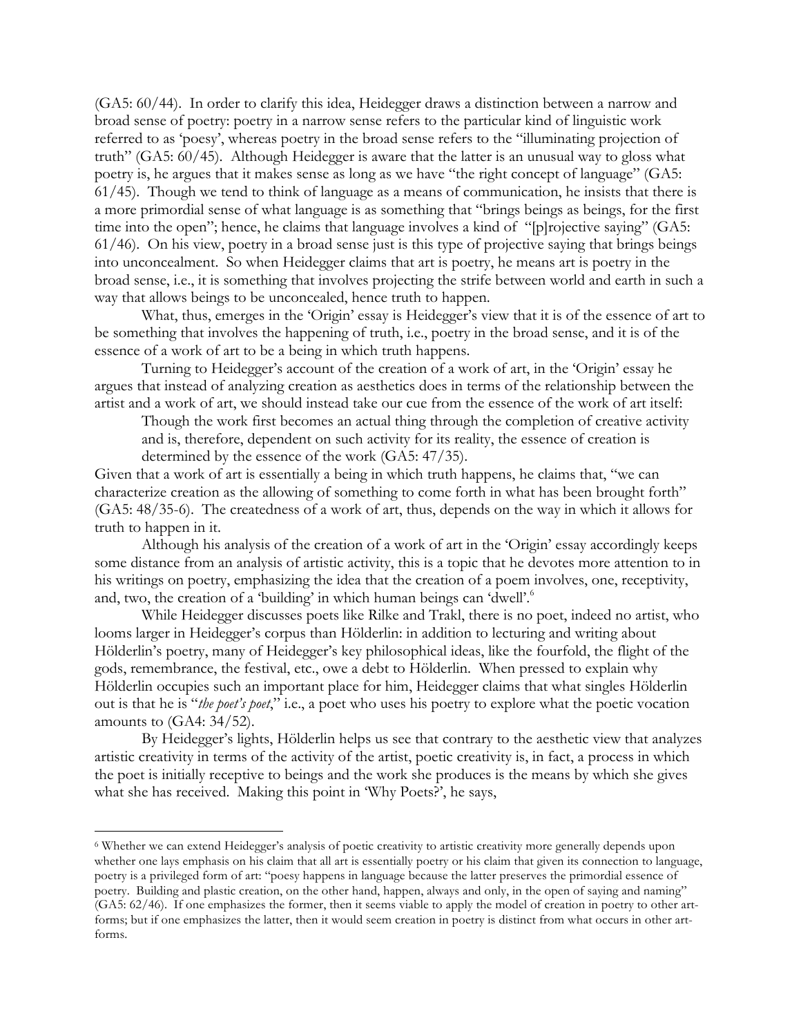(GA5: 60/44). In order to clarify this idea, Heidegger draws a distinction between a narrow and broad sense of poetry: poetry in a narrow sense refers to the particular kind of linguistic work referred to as 'poesy', whereas poetry in the broad sense refers to the "illuminating projection of truth" (GA5: 60/45). Although Heidegger is aware that the latter is an unusual way to gloss what poetry is, he argues that it makes sense as long as we have "the right concept of language" (GA5: 61/45). Though we tend to think of language as a means of communication, he insists that there is a more primordial sense of what language is as something that "brings beings as beings, for the first time into the open"; hence, he claims that language involves a kind of "[p]rojective saying" (GA5: 61/46). On his view, poetry in a broad sense just is this type of projective saying that brings beings into unconcealment. So when Heidegger claims that art is poetry, he means art is poetry in the broad sense, i.e., it is something that involves projecting the strife between world and earth in such a way that allows beings to be unconcealed, hence truth to happen.

What, thus, emerges in the 'Origin' essay is Heidegger's view that it is of the essence of art to be something that involves the happening of truth, i.e., poetry in the broad sense, and it is of the essence of a work of art to be a being in which truth happens.

Turning to Heidegger's account of the creation of a work of art, in the 'Origin' essay he argues that instead of analyzing creation as aesthetics does in terms of the relationship between the artist and a work of art, we should instead take our cue from the essence of the work of art itself:

> Though the work first becomes an actual thing through the completion of creative activity and is, therefore, dependent on such activity for its reality, the essence of creation is determined by the essence of the work (GA5: 47/35).

Given that a work of art is essentially a being in which truth happens, he claims that, "we can characterize creation as the allowing of something to come forth in what has been brought forth" (GA5: 48/35-6). The createdness of a work of art, thus, depends on the way in which it allows for truth to happen in it.

Although his analysis of the creation of a work of art in the 'Origin' essay accordingly keeps some distance from an analysis of artistic activity, this is a topic that he devotes more attention to in his writings on poetry, emphasizing the idea that the creation of a poem involves, one, receptivity, and, two, the creation of a 'building' in which human beings can 'dwell'.[6]

While Heidegger discusses poets like Rilke and Trakl, there is no poet, indeed no artist, who looms larger in Heidegger's corpus than Hölderlin: in addition to lecturing and writing about Hölderlin's poetry, many of Heidegger's key philosophical ideas, like the fourfold, the flight of the gods, remembrance, the festival, etc., owe a debt to Hölderlin. When pressed to explain why Hölderlin occupies such an important place for him, Heidegger claims that what singles Hölderlin out is that he is "*the poet's poet*," i.e., a poet who uses his poetry to explore what the poetic vocation amounts to (GA4: 34/52).

By Heidegger's lights, Hölderlin helps us see that contrary to the aesthetic view that analyzes artistic creativity in terms of the activity of the artist, poetic creativity is, in fact, a process in which the poet is initially receptive to beings and the work she produces is the means by which she gives what she has received. Making this point in 'Why Poets?', he says,

[6] Whether we can extend Heidegger's analysis of poetic creativity to artistic creativity more generally depends upon whether one lays emphasis on his claim that all art is essentially poetry or his claim that given its connection to language, poetry is a privileged form of art: "poesy happens in language because the latter preserves the primordial essence of poetry. Building and plastic creation, on the other hand, happen, always and only, in the open of saying and naming" (GA5: 62/46). If one emphasizes the former, then it seems viable to apply the model of creation in poetry to other art-forms; but if one emphasizes the latter, then it would seem creation in poetry is distinct from what occurs in other art-forms.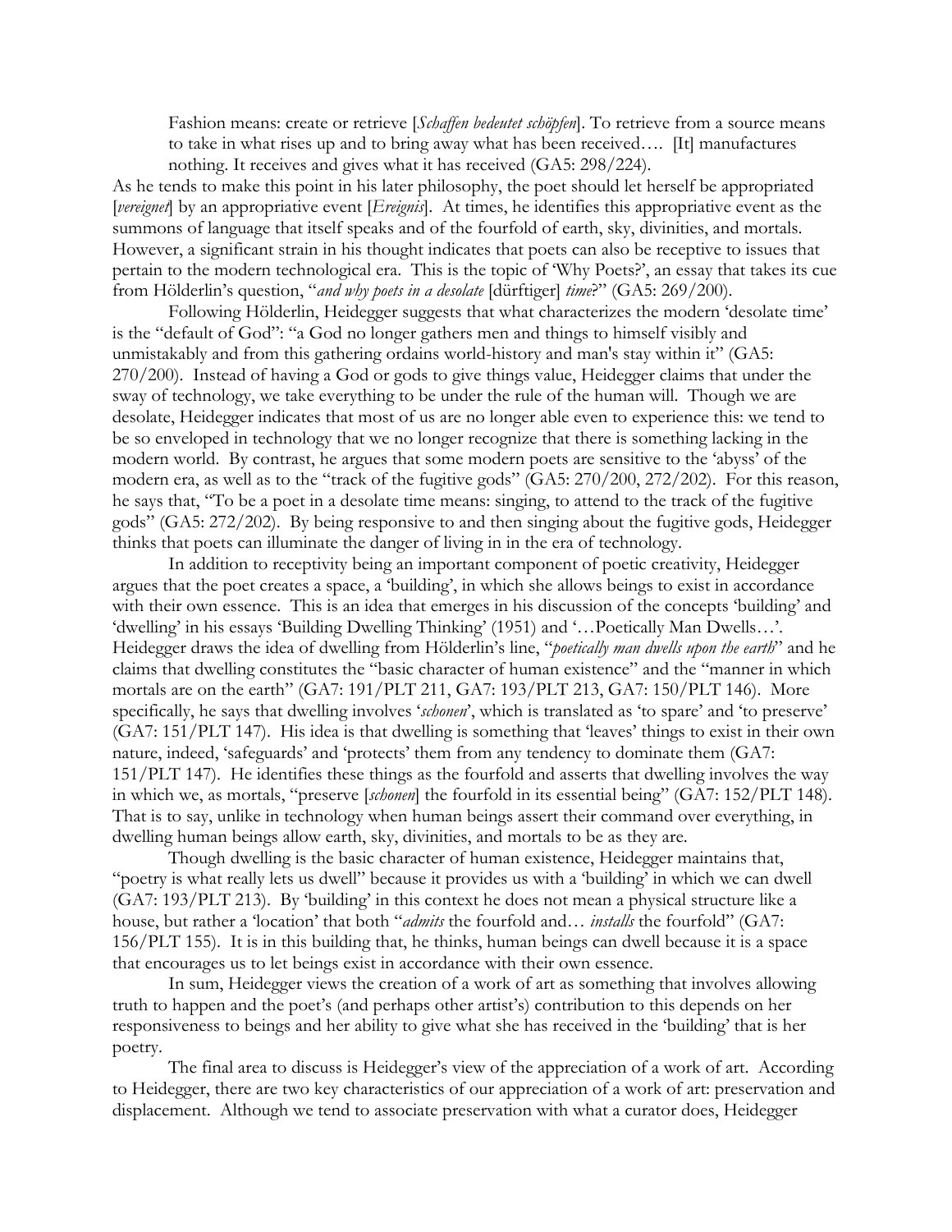> Fashion means: create or retrieve [*Schaffen bedeutet schöpfen*]. To retrieve from a source means to take in what rises up and to bring away what has been received…. [It] manufactures nothing. It receives and gives what it has received (GA5: 298/224).

As he tends to make this point in his later philosophy, the poet should let herself be appropriated [*vereignet*] by an appropriative event [*Ereignis*]. At times, he identifies this appropriative event as the summons of language that itself speaks and of the fourfold of earth, sky, divinities, and mortals. However, a significant strain in his thought indicates that poets can also be receptive to issues that pertain to the modern technological era. This is the topic of 'Why Poets?', an essay that takes its cue from Hölderlin's question, "*and why poets in a desolate* [dürftiger] *time*?" (GA5: 269/200).

Following Hölderlin, Heidegger suggests that what characterizes the modern 'desolate time' is the "default of God": "a God no longer gathers men and things to himself visibly and unmistakably and from this gathering ordains world-history and man's stay within it" (GA5: 270/200). Instead of having a God or gods to give things value, Heidegger claims that under the sway of technology, we take everything to be under the rule of the human will. Though we are desolate, Heidegger indicates that most of us are no longer able even to experience this: we tend to be so enveloped in technology that we no longer recognize that there is something lacking in the modern world. By contrast, he argues that some modern poets are sensitive to the 'abyss' of the modern era, as well as to the "track of the fugitive gods" (GA5: 270/200, 272/202). For this reason, he says that, "To be a poet in a desolate time means: singing, to attend to the track of the fugitive gods" (GA5: 272/202). By being responsive to and then singing about the fugitive gods, Heidegger thinks that poets can illuminate the danger of living in in the era of technology.

In addition to receptivity being an important component of poetic creativity, Heidegger argues that the poet creates a space, a 'building', in which she allows beings to exist in accordance with their own essence. This is an idea that emerges in his discussion of the concepts 'building' and 'dwelling' in his essays 'Building Dwelling Thinking' (1951) and '…Poetically Man Dwells…'. Heidegger draws the idea of dwelling from Hölderlin's line, "*poetically man dwells upon the earth*" and he claims that dwelling constitutes the "basic character of human existence" and the "manner in which mortals are on the earth" (GA7: 191/PLT 211, GA7: 193/PLT 213, GA7: 150/PLT 146). More specifically, he says that dwelling involves '*schonen*', which is translated as 'to spare' and 'to preserve' (GA7: 151/PLT 147). His idea is that dwelling is something that 'leaves' things to exist in their own nature, indeed, 'safeguards' and 'protects' them from any tendency to dominate them (GA7: 151/PLT 147). He identifies these things as the fourfold and asserts that dwelling involves the way in which we, as mortals, "preserve [*schonen*] the fourfold in its essential being" (GA7: 152/PLT 148). That is to say, unlike in technology when human beings assert their command over everything, in dwelling human beings allow earth, sky, divinities, and mortals to be as they are.

Though dwelling is the basic character of human existence, Heidegger maintains that, "poetry is what really lets us dwell" because it provides us with a 'building' in which we can dwell (GA7: 193/PLT 213). By 'building' in this context he does not mean a physical structure like a house, but rather a 'location' that both "*admits* the fourfold and… *installs* the fourfold" (GA7: 156/PLT 155). It is in this building that, he thinks, human beings can dwell because it is a space that encourages us to let beings exist in accordance with their own essence.

In sum, Heidegger views the creation of a work of art as something that involves allowing truth to happen and the poet's (and perhaps other artist's) contribution to this depends on her responsiveness to beings and her ability to give what she has received in the 'building' that is her poetry.

The final area to discuss is Heidegger's view of the appreciation of a work of art. According to Heidegger, there are two key characteristics of our appreciation of a work of art: preservation and displacement. Although we tend to associate preservation with what a curator does, Heidegger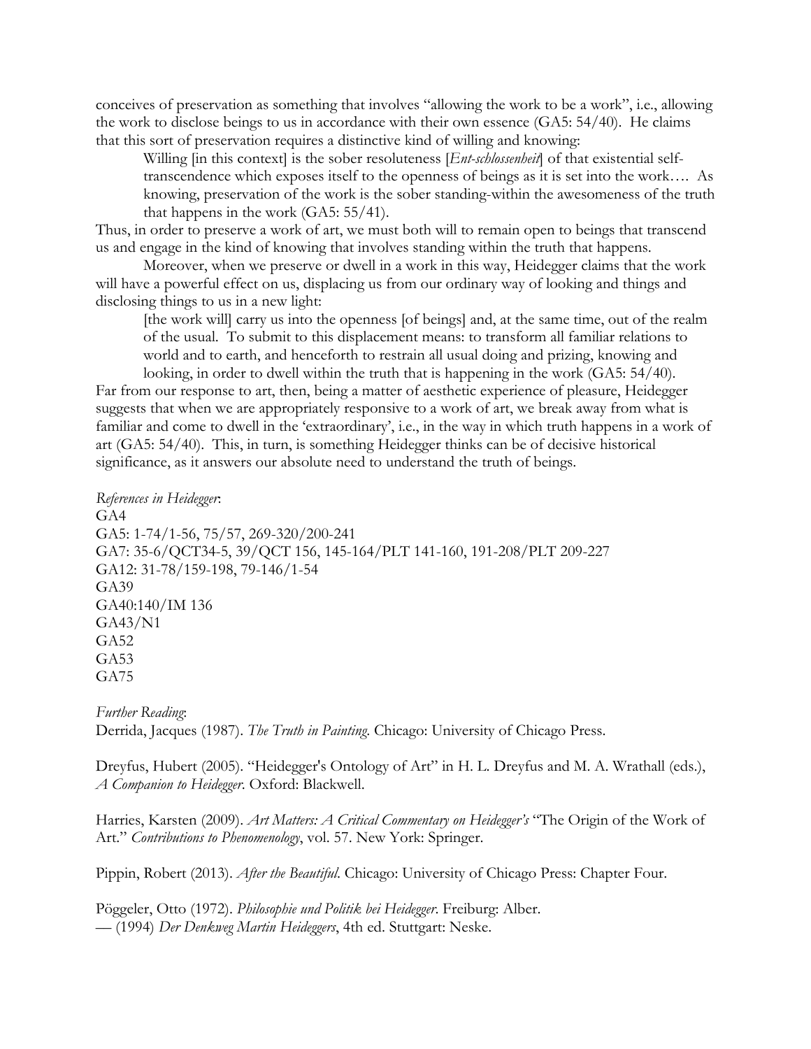conceives of preservation as something that involves "allowing the work to be a work", i.e., allowing the work to disclose beings to us in accordance with their own essence (GA5: 54/40). He claims that this sort of preservation requires a distinctive kind of willing and knowing:

> Willing [in this context] is the sober resoluteness [*Ent-schlossenheit*] of that existential self-transcendence which exposes itself to the openness of beings as it is set into the work…. As knowing, preservation of the work is the sober standing-within the awesomeness of the truth that happens in the work (GA5: 55/41).

Thus, in order to preserve a work of art, we must both will to remain open to beings that transcend us and engage in the kind of knowing that involves standing within the truth that happens.

Moreover, when we preserve or dwell in a work in this way, Heidegger claims that the work will have a powerful effect on us, displacing us from our ordinary way of looking and things and disclosing things to us in a new light:

> [the work will] carry us into the openness [of beings] and, at the same time, out of the realm of the usual. To submit to this displacement means: to transform all familiar relations to world and to earth, and henceforth to restrain all usual doing and prizing, knowing and looking, in order to dwell within the truth that is happening in the work (GA5: 54/40).

Far from our response to art, then, being a matter of aesthetic experience of pleasure, Heidegger suggests that when we are appropriately responsive to a work of art, we break away from what is familiar and come to dwell in the 'extraordinary', i.e., in the way in which truth happens in a work of art (GA5: 54/40). This, in turn, is something Heidegger thinks can be of decisive historical significance, as it answers our absolute need to understand the truth of beings.

*References in Heidegger*:
GA4
GA5: 1-74/1-56, 75/57, 269-320/200-241
GA7: 35-6/QCT34-5, 39/QCT 156, 145-164/PLT 141-160, 191-208/PLT 209-227
GA12: 31-78/159-198, 79-146/1-54
GA39
GA40:140/IM 136
GA43/N1
GA52
GA53
GA75

*Further Reading*:
Derrida, Jacques (1987). *The Truth in Painting*. Chicago: University of Chicago Press.

Dreyfus, Hubert (2005). "Heidegger's Ontology of Art" in H. L. Dreyfus and M. A. Wrathall (eds.), *A Companion to Heidegger*. Oxford: Blackwell.

Harries, Karsten (2009). *Art Matters: A Critical Commentary on Heidegger's* "The Origin of the Work of Art." *Contributions to Phenomenology*, vol. 57. New York: Springer.

Pippin, Robert (2013). *After the Beautiful*. Chicago: University of Chicago Press: Chapter Four.

Pöggeler, Otto (1972). *Philosophie und Politik bei Heidegger*. Freiburg: Alber.
— (1994) *Der Denkweg Martin Heideggers*, 4th ed. Stuttgart: Neske.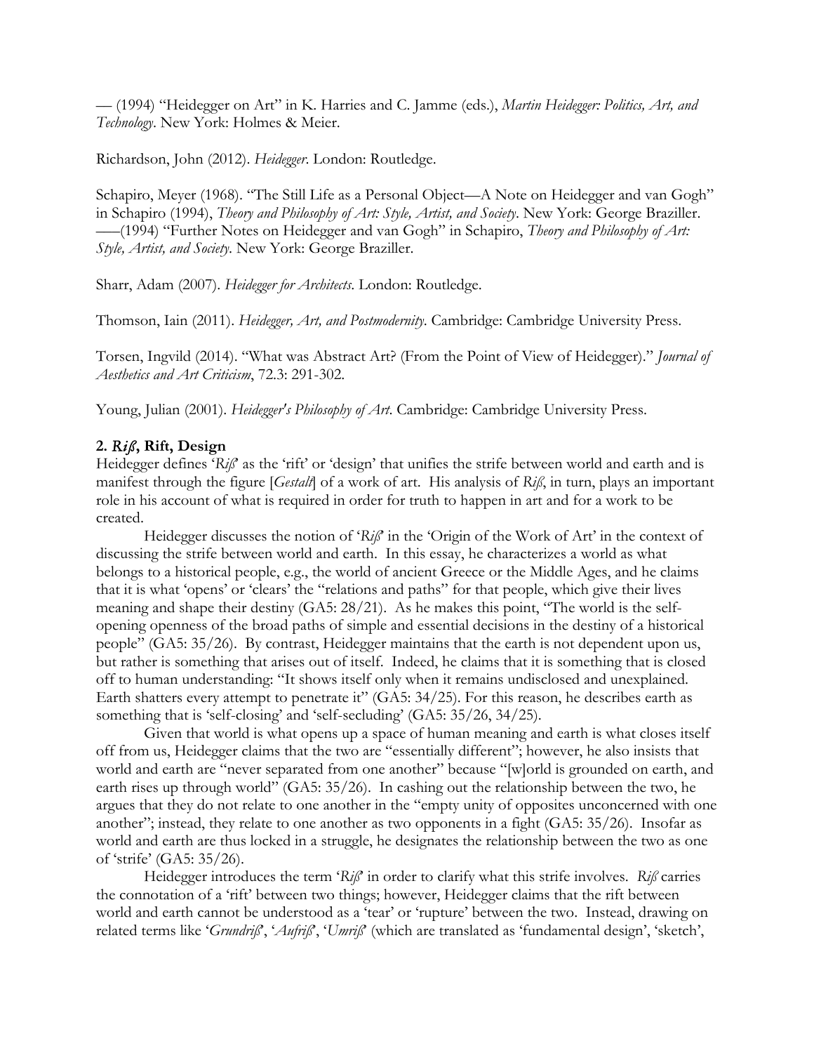— (1994) "Heidegger on Art" in K. Harries and C. Jamme (eds.), *Martin Heidegger: Politics, Art, and Technology*. New York: Holmes & Meier.

Richardson, John (2012). *Heidegger*. London: Routledge.

Schapiro, Meyer (1968). "The Still Life as a Personal Object—A Note on Heidegger and van Gogh" in Schapiro (1994), *Theory and Philosophy of Art: Style, Artist, and Society*. New York: George Braziller.
—–(1994) "Further Notes on Heidegger and van Gogh" in Schapiro, *Theory and Philosophy of Art: Style, Artist, and Society*. New York: George Braziller.

Sharr, Adam (2007). *Heidegger for Architects*. London: Routledge.

Thomson, Iain (2011). *Heidegger, Art, and Postmodernity*. Cambridge: Cambridge University Press.

Torsen, Ingvild (2014). "What was Abstract Art? (From the Point of View of Heidegger)." *Journal of Aesthetics and Art Criticism*, 72.3: 291-302.

Young, Julian (2001). *Heidegger's Philosophy of Art*. Cambridge: Cambridge University Press.

## 2. *Riß*, Rift, Design

Heidegger defines '*Riß*' as the 'rift' or 'design' that unifies the strife between world and earth and is manifest through the figure [*Gestalt*] of a work of art. His analysis of *Riß*, in turn, plays an important role in his account of what is required in order for truth to happen in art and for a work to be created.

Heidegger discusses the notion of '*Riß*' in the 'Origin of the Work of Art' in the context of discussing the strife between world and earth. In this essay, he characterizes a world as what belongs to a historical people, e.g., the world of ancient Greece or the Middle Ages, and he claims that it is what 'opens' or 'clears' the "relations and paths" for that people, which give their lives meaning and shape their destiny (GA5: 28/21). As he makes this point, "The world is the self-opening openness of the broad paths of simple and essential decisions in the destiny of a historical people" (GA5: 35/26). By contrast, Heidegger maintains that the earth is not dependent upon us, but rather is something that arises out of itself. Indeed, he claims that it is something that is closed off to human understanding: "It shows itself only when it remains undisclosed and unexplained. Earth shatters every attempt to penetrate it" (GA5: 34/25). For this reason, he describes earth as something that is 'self-closing' and 'self-secluding' (GA5: 35/26, 34/25).

Given that world is what opens up a space of human meaning and earth is what closes itself off from us, Heidegger claims that the two are "essentially different"; however, he also insists that world and earth are "never separated from one another" because "[w]orld is grounded on earth, and earth rises up through world" (GA5: 35/26). In cashing out the relationship between the two, he argues that they do not relate to one another in the "empty unity of opposites unconcerned with one another"; instead, they relate to one another as two opponents in a fight (GA5: 35/26). Insofar as world and earth are thus locked in a struggle, he designates the relationship between the two as one of 'strife' (GA5: 35/26).

Heidegger introduces the term '*Riß*' in order to clarify what this strife involves. *Riß* carries the connotation of a 'rift' between two things; however, Heidegger claims that the rift between world and earth cannot be understood as a 'tear' or 'rupture' between the two. Instead, drawing on related terms like '*Grundriß*', '*Aufriß*', '*Umriß*' (which are translated as 'fundamental design', 'sketch',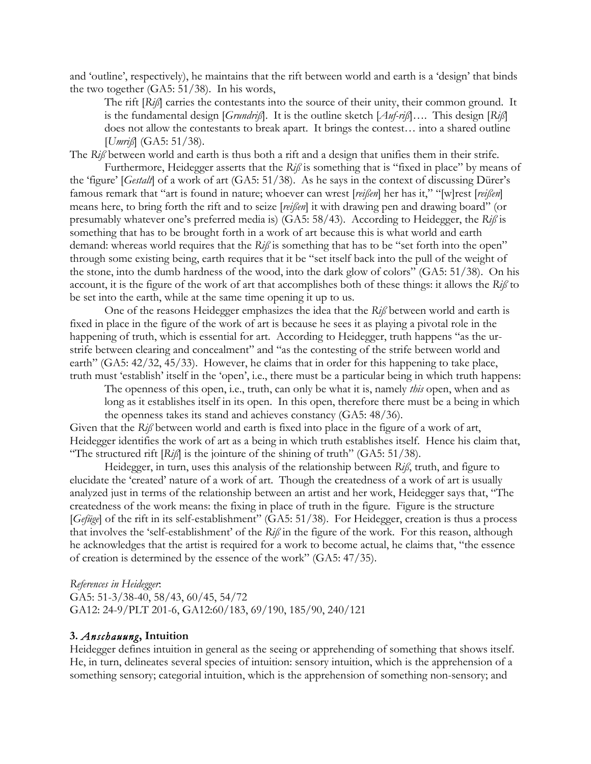and 'outline', respectively), he maintains that the rift between world and earth is a 'design' that binds the two together (GA5: 51/38). In his words,

> The rift [*Riß*] carries the contestants into the source of their unity, their common ground. It is the fundamental design [*Grundriß*]. It is the outline sketch [*Auf-riß*]…. This design [*Riß*] does not allow the contestants to break apart. It brings the contest… into a shared outline [*Umriß*] (GA5: 51/38).

The *Riß* between world and earth is thus both a rift and a design that unifies them in their strife.

Furthermore, Heidegger asserts that the *Riß* is something that is "fixed in place" by means of the 'figure' [*Gestalt*] of a work of art (GA5: 51/38). As he says in the context of discussing Dürer's famous remark that "art is found in nature; whoever can wrest [*reißen*] her has it," "[w]rest [*reißen*] means here, to bring forth the rift and to seize [*reißen*] it with drawing pen and drawing board" (or presumably whatever one's preferred media is) (GA5: 58/43). According to Heidegger, the *Riß* is something that has to be brought forth in a work of art because this is what world and earth demand: whereas world requires that the *Riß* is something that has to be "set forth into the open" through some existing being, earth requires that it be "set itself back into the pull of the weight of the stone, into the dumb hardness of the wood, into the dark glow of colors" (GA5: 51/38). On his account, it is the figure of the work of art that accomplishes both of these things: it allows the *Riß* to be set into the earth, while at the same time opening it up to us.

One of the reasons Heidegger emphasizes the idea that the *Riß* between world and earth is fixed in place in the figure of the work of art is because he sees it as playing a pivotal role in the happening of truth, which is essential for art. According to Heidegger, truth happens "as the ur-strife between clearing and concealment" and "as the contesting of the strife between world and earth" (GA5: 42/32, 45/33). However, he claims that in order for this happening to take place, truth must 'establish' itself in the 'open', i.e., there must be a particular being in which truth happens:

> The openness of this open, i.e., truth, can only be what it is, namely *this* open, when and as long as it establishes itself in its open. In this open, therefore there must be a being in which the openness takes its stand and achieves constancy (GA5: 48/36).

Given that the *Riß* between world and earth is fixed into place in the figure of a work of art, Heidegger identifies the work of art as a being in which truth establishes itself. Hence his claim that, "The structured rift [*Riß*] is the jointure of the shining of truth" (GA5: 51/38).

Heidegger, in turn, uses this analysis of the relationship between *Riß*, truth, and figure to elucidate the 'created' nature of a work of art. Though the createdness of a work of art is usually analyzed just in terms of the relationship between an artist and her work, Heidegger says that, "The createdness of the work means: the fixing in place of truth in the figure. Figure is the structure [*Gefüge*] of the rift in its self-establishment" (GA5: 51/38). For Heidegger, creation is thus a process that involves the 'self-establishment' of the *Riß* in the figure of the work. For this reason, although he acknowledges that the artist is required for a work to become actual, he claims that, "the essence of creation is determined by the essence of the work" (GA5: 47/35).

*References in Heidegger*:
GA5: 51-3/38-40, 58/43, 60/45, 54/72
GA12: 24-9/PLT 201-6, GA12:60/183, 69/190, 185/90, 240/121

### 3. *Anschauung*, Intuition

Heidegger defines intuition in general as the seeing or apprehending of something that shows itself. He, in turn, delineates several species of intuition: sensory intuition, which is the apprehension of a something sensory; categorial intuition, which is the apprehension of something non-sensory; and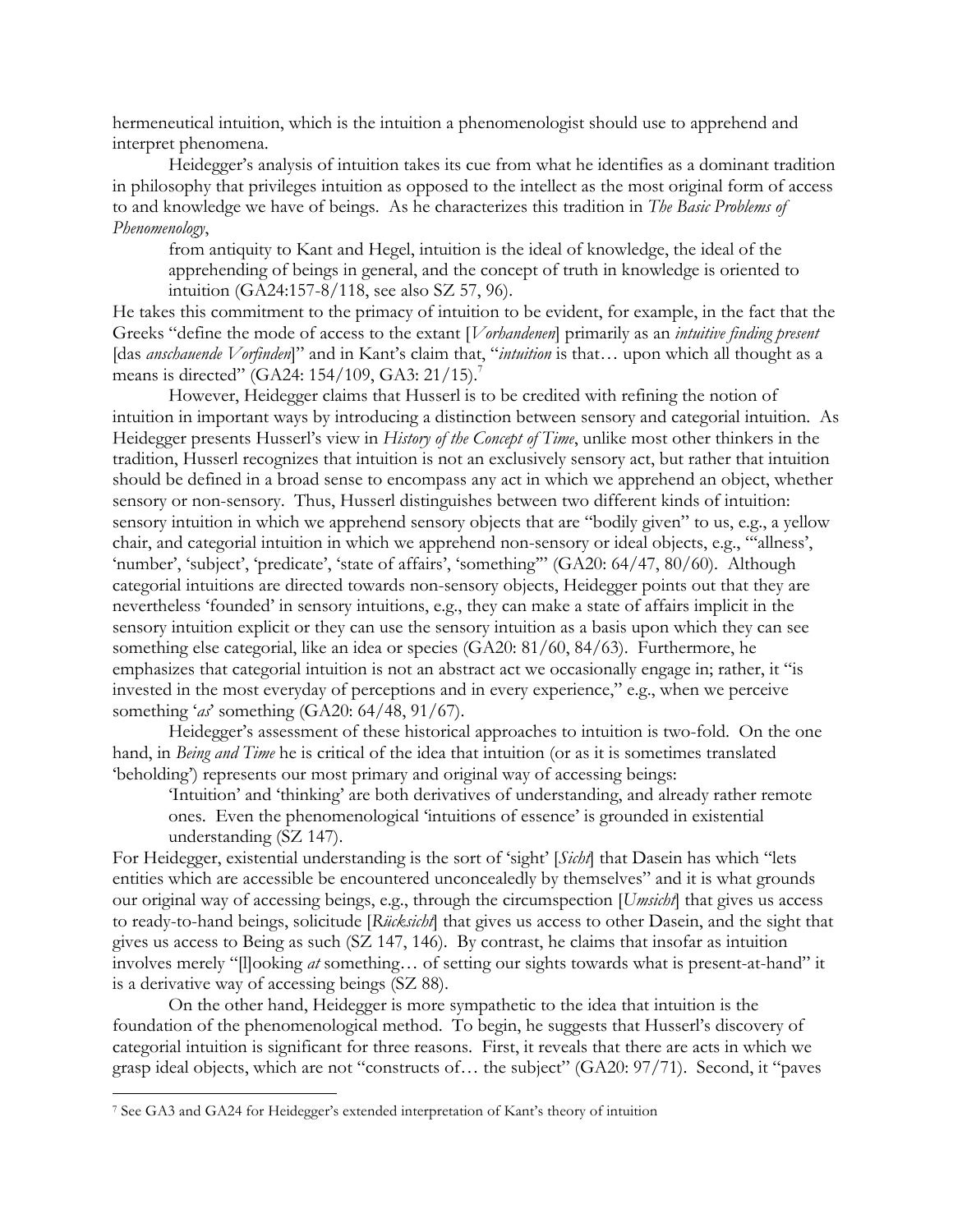hermeneutical intuition, which is the intuition a phenomenologist should use to apprehend and interpret phenomena.

Heidegger's analysis of intuition takes its cue from what he identifies as a dominant tradition in philosophy that privileges intuition as opposed to the intellect as the most original form of access to and knowledge we have of beings. As he characterizes this tradition in *The Basic Problems of Phenomenology*,

> from antiquity to Kant and Hegel, intuition is the ideal of knowledge, the ideal of the apprehending of beings in general, and the concept of truth in knowledge is oriented to intuition (GA24:157-8/118, see also SZ 57, 96).

He takes this commitment to the primacy of intuition to be evident, for example, in the fact that the Greeks "define the mode of access to the extant [*Vorhandenen*] primarily as an *intuitive finding present* [das *anschauende Vorfinden*]" and in Kant's claim that, "*intuition* is that… upon which all thought as a means is directed" (GA24: 154/109, GA3: 21/15).[7]

However, Heidegger claims that Husserl is to be credited with refining the notion of intuition in important ways by introducing a distinction between sensory and categorial intuition. As Heidegger presents Husserl's view in *History of the Concept of Time*, unlike most other thinkers in the tradition, Husserl recognizes that intuition is not an exclusively sensory act, but rather that intuition should be defined in a broad sense to encompass any act in which we apprehend an object, whether sensory or non-sensory. Thus, Husserl distinguishes between two different kinds of intuition: sensory intuition in which we apprehend sensory objects that are "bodily given" to us, e.g., a yellow chair, and categorial intuition in which we apprehend non-sensory or ideal objects, e.g., "'allness', 'number', 'subject', 'predicate', 'state of affairs', 'something'" (GA20: 64/47, 80/60). Although categorial intuitions are directed towards non-sensory objects, Heidegger points out that they are nevertheless 'founded' in sensory intuitions, e.g., they can make a state of affairs implicit in the sensory intuition explicit or they can use the sensory intuition as a basis upon which they can see something else categorial, like an idea or species (GA20: 81/60, 84/63). Furthermore, he emphasizes that categorial intuition is not an abstract act we occasionally engage in; rather, it "is invested in the most everyday of perceptions and in every experience," e.g., when we perceive something '*as*' something (GA20: 64/48, 91/67).

Heidegger's assessment of these historical approaches to intuition is two-fold. On the one hand, in *Being and Time* he is critical of the idea that intuition (or as it is sometimes translated 'beholding') represents our most primary and original way of accessing beings:

> 'Intuition' and 'thinking' are both derivatives of understanding, and already rather remote ones. Even the phenomenological 'intuitions of essence' is grounded in existential understanding (SZ 147).

For Heidegger, existential understanding is the sort of 'sight' [*Sicht*] that Dasein has which "lets entities which are accessible be encountered unconcealedly by themselves" and it is what grounds our original way of accessing beings, e.g., through the circumspection [*Umsicht*] that gives us access to ready-to-hand beings, solicitude [*Rücksicht*] that gives us access to other Dasein, and the sight that gives us access to Being as such (SZ 147, 146). By contrast, he claims that insofar as intuition involves merely "[l]ooking *at* something… of setting our sights towards what is present-at-hand" it is a derivative way of accessing beings (SZ 88).

On the other hand, Heidegger is more sympathetic to the idea that intuition is the foundation of the phenomenological method. To begin, he suggests that Husserl's discovery of categorial intuition is significant for three reasons. First, it reveals that there are acts in which we grasp ideal objects, which are not "constructs of… the subject" (GA20: 97/71). Second, it "paves

---

[7] See GA3 and GA24 for Heidegger's extended interpretation of Kant's theory of intuition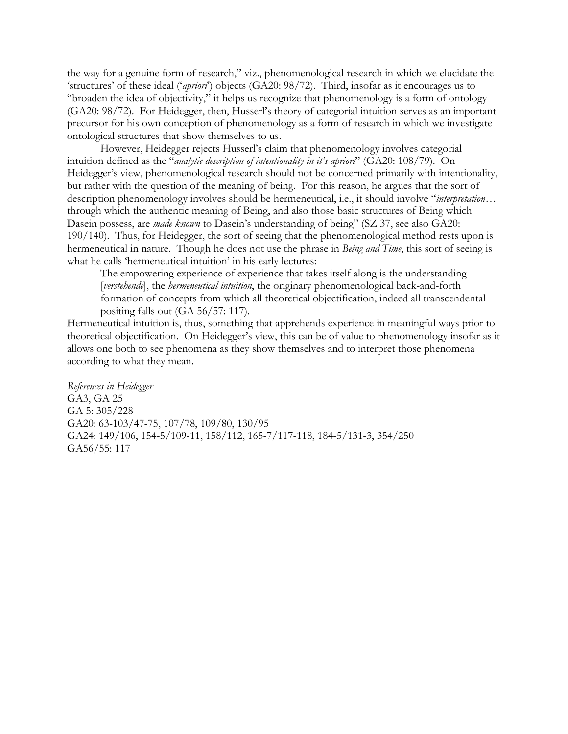the way for a genuine form of research," viz., phenomenological research in which we elucidate the 'structures' of these ideal ('*apriori*') objects (GA20: 98/72). Third, insofar as it encourages us to "broaden the idea of objectivity," it helps us recognize that phenomenology is a form of ontology (GA20: 98/72). For Heidegger, then, Husserl's theory of categorial intuition serves as an important precursor for his own conception of phenomenology as a form of research in which we investigate ontological structures that show themselves to us.

However, Heidegger rejects Husserl's claim that phenomenology involves categorial intuition defined as the "*analytic description of intentionality in it's apriori*" (GA20: 108/79). On Heidegger's view, phenomenological research should not be concerned primarily with intentionality, but rather with the question of the meaning of being. For this reason, he argues that the sort of description phenomenology involves should be hermeneutical, i.e., it should involve "*interpretation*… through which the authentic meaning of Being, and also those basic structures of Being which Dasein possess, are *made known* to Dasein's understanding of being" (SZ 37, see also GA20: 190/140). Thus, for Heidegger, the sort of seeing that the phenomenological method rests upon is hermeneutical in nature. Though he does not use the phrase in *Being and Time*, this sort of seeing is what he calls 'hermeneutical intuition' in his early lectures:

> The empowering experience of experience that takes itself along is the understanding [*verstehende*], the *hermeneutical intuition*, the originary phenomenological back-and-forth formation of concepts from which all theoretical objectification, indeed all transcendental positing falls out (GA 56/57: 117).

Hermeneutical intuition is, thus, something that apprehends experience in meaningful ways prior to theoretical objectification. On Heidegger's view, this can be of value to phenomenology insofar as it allows one both to see phenomena as they show themselves and to interpret those phenomena according to what they mean.

*References in Heidegger*
GA3, GA 25
GA 5: 305/228
GA20: 63-103/47-75, 107/78, 109/80, 130/95
GA24: 149/106, 154-5/109-11, 158/112, 165-7/117-118, 184-5/131-3, 354/250
GA56/55: 117